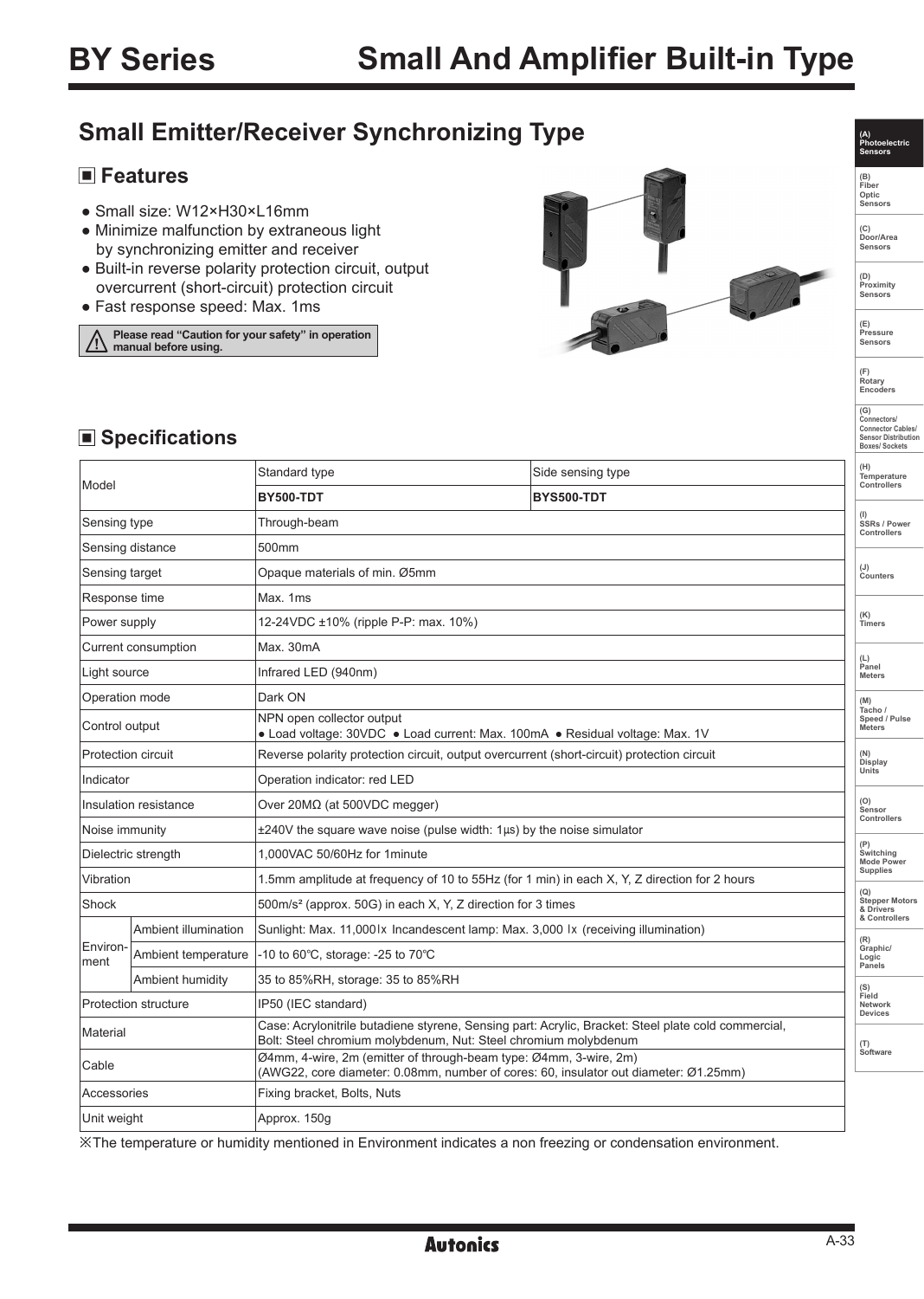# BY Series — Small And Amplifier Built-in Type

## Small Emitter/Receiver Synchronizing Type

### ■ Features

- Small size: W12×H30×L16mm
- Minimize malfunction by extraneous light by synchronizing emitter and receiver
- Built-in reverse polarity protection circuit, output overcurrent (short-circuit) protection circuit
- Fast response speed: Max. 1ms

⚠ **Please read "Caution for your safety" in operation manual before using.**

### ■ Specifications

| Model | | Standard type | Side sensing type |
|---|---|---|---|
| | | **BY500-TDT** | **BYS500-TDT** |
| Sensing type | | Through-beam | |
| Sensing distance | | 500mm | |
| Sensing target | | Opaque materials of min. Ø5mm | |
| Response time | | Max. 1ms | |
| Power supply | | 12-24VDC ±10% (ripple P-P: max. 10%) | |
| Current consumption | | Max. 30mA | |
| Light source | | Infrared LED (940nm) | |
| Operation mode | | Dark ON | |
| Control output | | NPN open collector output<br>● Load voltage: 30VDC ● Load current: Max. 100mA ● Residual voltage: Max. 1V | |
| Protection circuit | | Reverse polarity protection circuit, output overcurrent (short-circuit) protection circuit | |
| Indicator | | Operation indicator: red LED | |
| Insulation resistance | | Over 20MΩ (at 500VDC megger) | |
| Noise immunity | | ±240V the square wave noise (pulse width: 1μs) by the noise simulator | |
| Dielectric strength | | 1,000VAC 50/60Hz for 1minute | |
| Vibration | | 1.5mm amplitude at frequency of 10 to 55Hz (for 1 min) in each X, Y, Z direction for 2 hours | |
| Shock | | 500m/s² (approx. 50G) in each X, Y, Z direction for 3 times | |
| Environment | Ambient illumination | Sunlight: Max. 11,000lx Incandescent lamp: Max. 3,000 lx (receiving illumination) | |
| | Ambient temperature | -10 to 60℃, storage: -25 to 70℃ | |
| | Ambient humidity | 35 to 85%RH, storage: 35 to 85%RH | |
| Protection structure | | IP50 (IEC standard) | |
| Material | | Case: Acrylonitrile butadiene styrene, Sensing part: Acrylic, Bracket: Steel plate cold commercial, Bolt: Steel chromium molybdenum, Nut: Steel chromium molybdenum | |
| Cable | | Ø4mm, 4-wire, 2m (emitter of through-beam type: Ø4mm, 3-wire, 2m)<br>(AWG22, core diameter: 0.08mm, number of cores: 60, insulator out diameter: Ø1.25mm) | |
| Accessories | | Fixing bracket, Bolts, Nuts | |
| Unit weight | | Approx. 150g | |

※The temperature or humidity mentioned in Environment indicates a non freezing or condensation environment.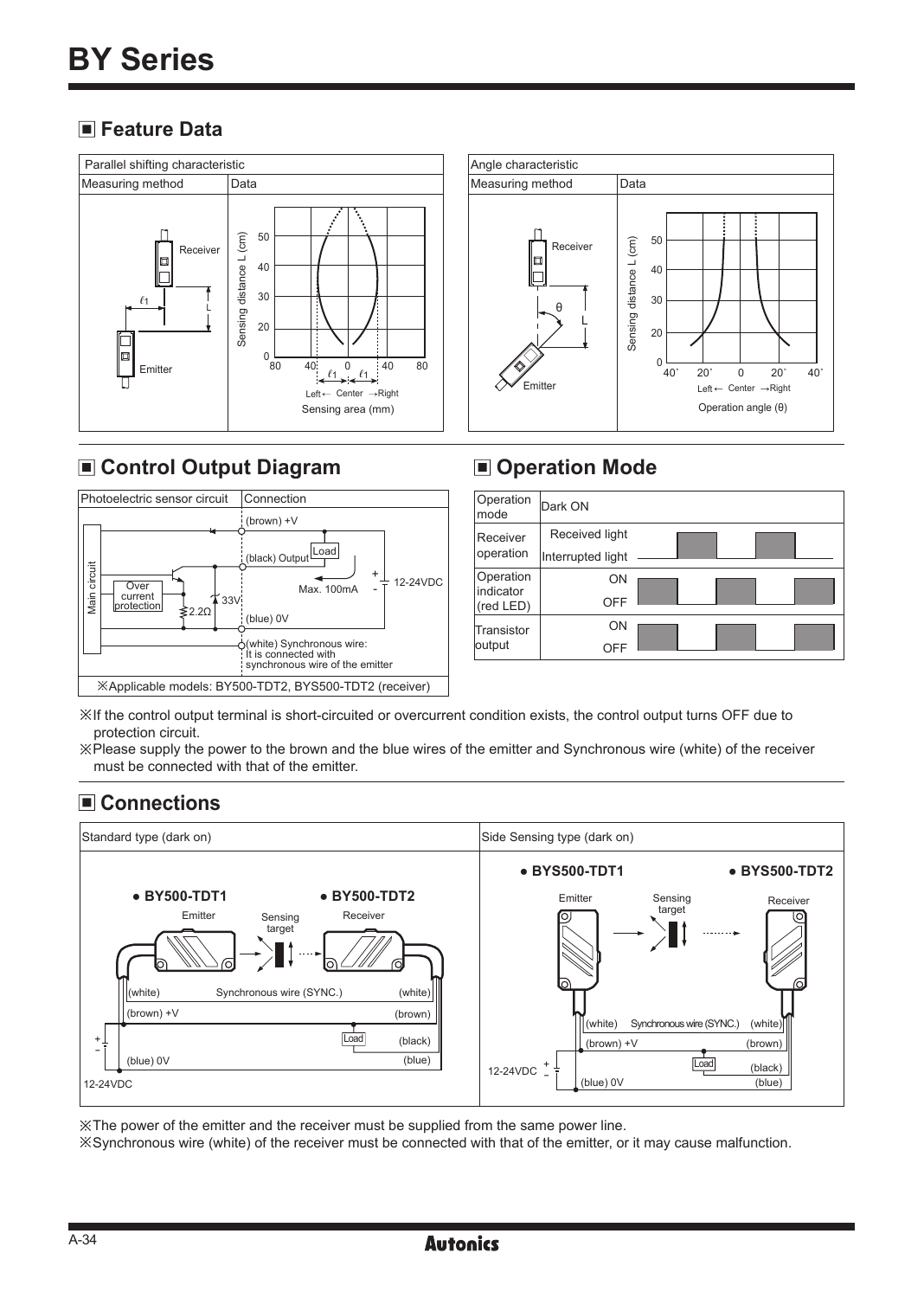# BY Series

## Feature Data

| Parallel shifting characteristic | |
|---|---|
| Measuring method | Data |

| Angle characteristic | |
|---|---|
| Measuring method | Data |

## Control Output Diagram

| Photoelectric sensor circuit | Connection |
|---|---|
| | (brown) +V |
| | (black) Output — Load — Max. 100mA — 12-24VDC |
| | (blue) 0V |
| | (white) Synchronous wire: It is connected with synchronous wire of the emitter |

※Applicable models: BY500-TDT2, BYS500-TDT2 (receiver)

## Operation Mode

| Operation mode | Dark ON |
|---|---|
| Receiver operation | Received light / Interrupted light |
| Operation indicator (red LED) | ON / OFF |
| Transistor output | ON / OFF |

※If the control output terminal is short-circuited or overcurrent condition exists, the control output turns OFF due to protection circuit.
※Please supply the power to the brown and the blue wires of the emitter and Synchronous wire (white) of the receiver must be connected with that of the emitter.

## Connections

| Standard type (dark on) | Side Sensing type (dark on) |
|---|---|
| ● BY500-TDT1 (Emitter), ● BY500-TDT2 (Receiver) | ● BYS500-TDT1 (Emitter), ● BYS500-TDT2 (Receiver) |

※The power of the emitter and the receiver must be supplied from the same power line.
※Synchronous wire (white) of the receiver must be connected with that of the emitter, or it may cause malfunction.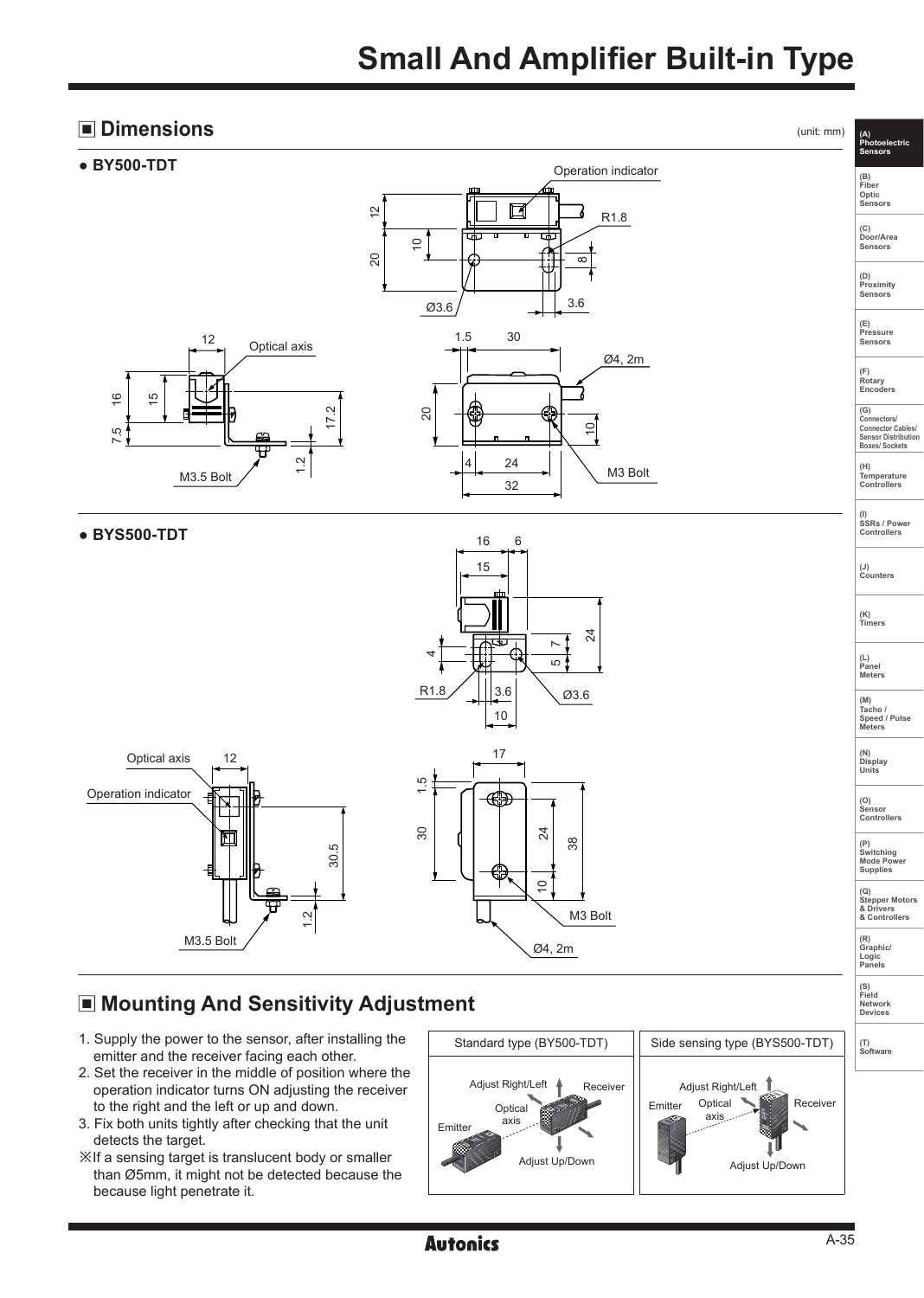# Small And Amplifier Built-in Type

## ■ Dimensions

(unit: mm)

● BY500-TDT

Operation indicator

12

10

20

R1.8

8

Ø3.6

3.6

12

Optical axis

16

15

7.5

17.2

1.2

M3.5 Bolt

1.5

30

Ø4, 2m

20

10

4

24

32

M3 Bolt

● BYS500-TDT

16

6

15

24

7

5

4

R1.8

3.6

Ø3.6

10

Optical axis

12

Operation indicator

30.5

1.2

M3.5 Bolt

17

1.5

30

24

38

10

M3 Bolt

Ø4, 2m

## ■ Mounting And Sensitivity Adjustment

1. Supply the power to the sensor, after installing the emitter and the receiver facing each other.
2. Set the receiver in the middle of position where the operation indicator turns ON adjusting the receiver to the right and the left or up and down.
3. Fix both units tightly after checking that the unit detects the target.

※If a sensing target is translucent body or smaller than Ø5mm, it might not be detected because the because light penetrate it.

Standard type (BY500-TDT)

Adjust Right/Left

Receiver

Optical axis

Emitter

Adjust Up/Down

Side sensing type (BYS500-TDT)

Adjust Right/Left

Emitter

Optical axis

Receiver

Adjust Up/Down